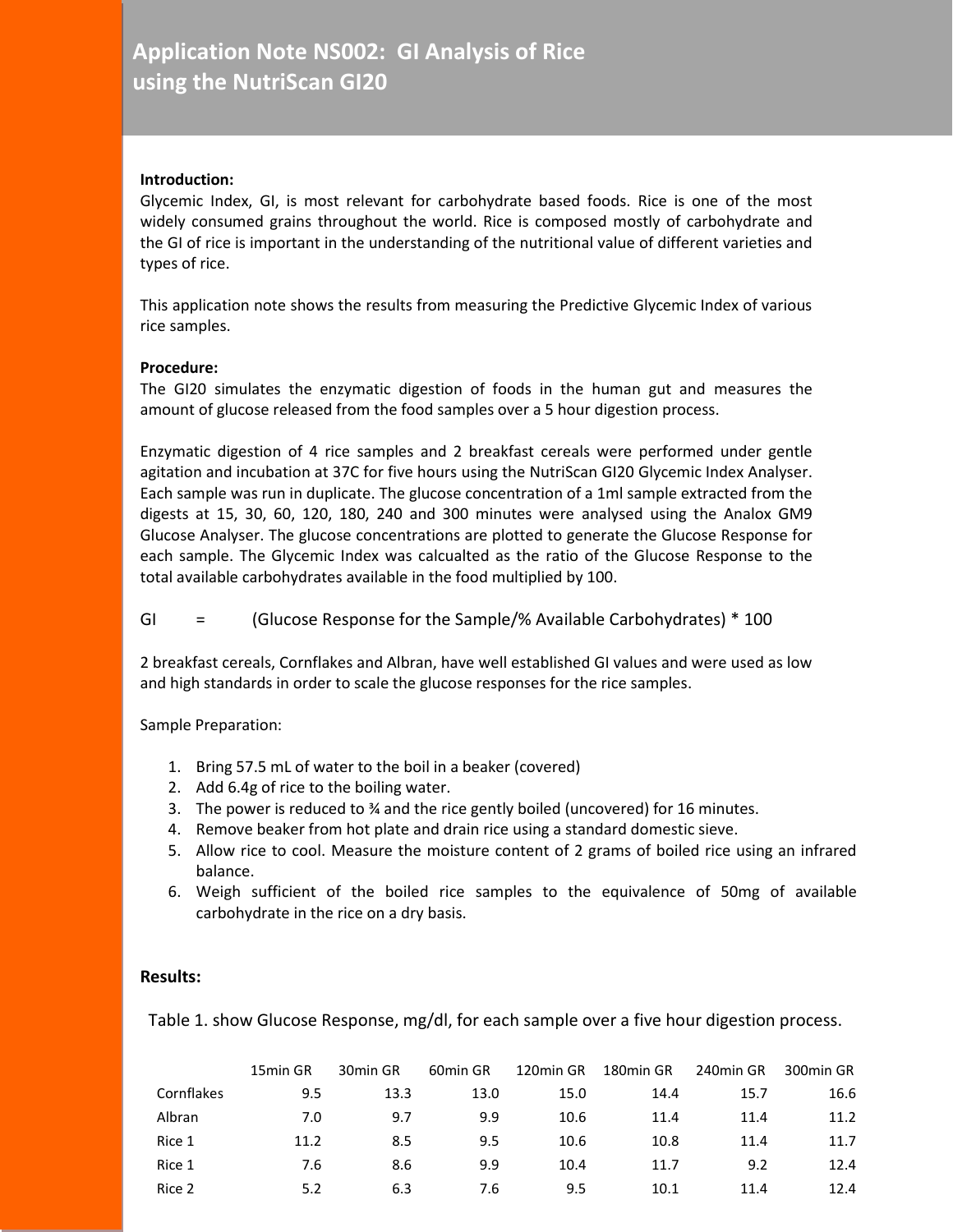# Application Note NS002: GI Analysis of Rice using the NutriScan GI20

**Introduction:**

Glycemic Index, GI, is most relevant for carbohydrate based foods. Rice is one of the most widely consumed grains throughout the world. Rice is composed mostly of carbohydrate and the GI of rice is important in the understanding of the nutritional value of different varieties and types of rice.

This application note shows the results from measuring the Predictive Glycemic Index of various rice samples.

**Procedure:**

The GI20 simulates the enzymatic digestion of foods in the human gut and measures the amount of glucose released from the food samples over a 5 hour digestion process.

Enzymatic digestion of 4 rice samples and 2 breakfast cereals were performed under gentle agitation and incubation at 37C for five hours using the NutriScan GI20 Glycemic Index Analyser. Each sample was run in duplicate. The glucose concentration of a 1ml sample extracted from the digests at 15, 30, 60, 120, 180, 240 and 300 minutes were analysed using the Analox GM9 Glucose Analyser. The glucose concentrations are plotted to generate the Glucose Response for each sample. The Glycemic Index was calcualted as the ratio of the Glucose Response to the total available carbohydrates available in the food multiplied by 100.

GI = (Glucose Response for the Sample/% Available Carbohydrates) * 100

2 breakfast cereals, Cornflakes and Albran, have well established GI values and were used as low and high standards in order to scale the glucose responses for the rice samples.

Sample Preparation:

1. Bring 57.5 mL of water to the boil in a beaker (covered)
2. Add 6.4g of rice to the boiling water.
3. The power is reduced to ¾ and the rice gently boiled (uncovered) for 16 minutes.
4. Remove beaker from hot plate and drain rice using a standard domestic sieve.
5. Allow rice to cool. Measure the moisture content of 2 grams of boiled rice using an infrared balance.
6. Weigh sufficient of the boiled rice samples to the equivalence of 50mg of available carbohydrate in the rice on a dry basis.

**Results:**

Table 1. show Glucose Response, mg/dl, for each sample over a five hour digestion process.

| | 15min GR | 30min GR | 60min GR | 120min GR | 180min GR | 240min GR | 300min GR |
|---|---|---|---|---|---|---|---|
| Cornflakes | 9.5 | 13.3 | 13.0 | 15.0 | 14.4 | 15.7 | 16.6 |
| Albran | 7.0 | 9.7 | 9.9 | 10.6 | 11.4 | 11.4 | 11.2 |
| Rice 1 | 11.2 | 8.5 | 9.5 | 10.6 | 10.8 | 11.4 | 11.7 |
| Rice 1 | 7.6 | 8.6 | 9.9 | 10.4 | 11.7 | 9.2 | 12.4 |
| Rice 2 | 5.2 | 6.3 | 7.6 | 9.5 | 10.1 | 11.4 | 12.4 |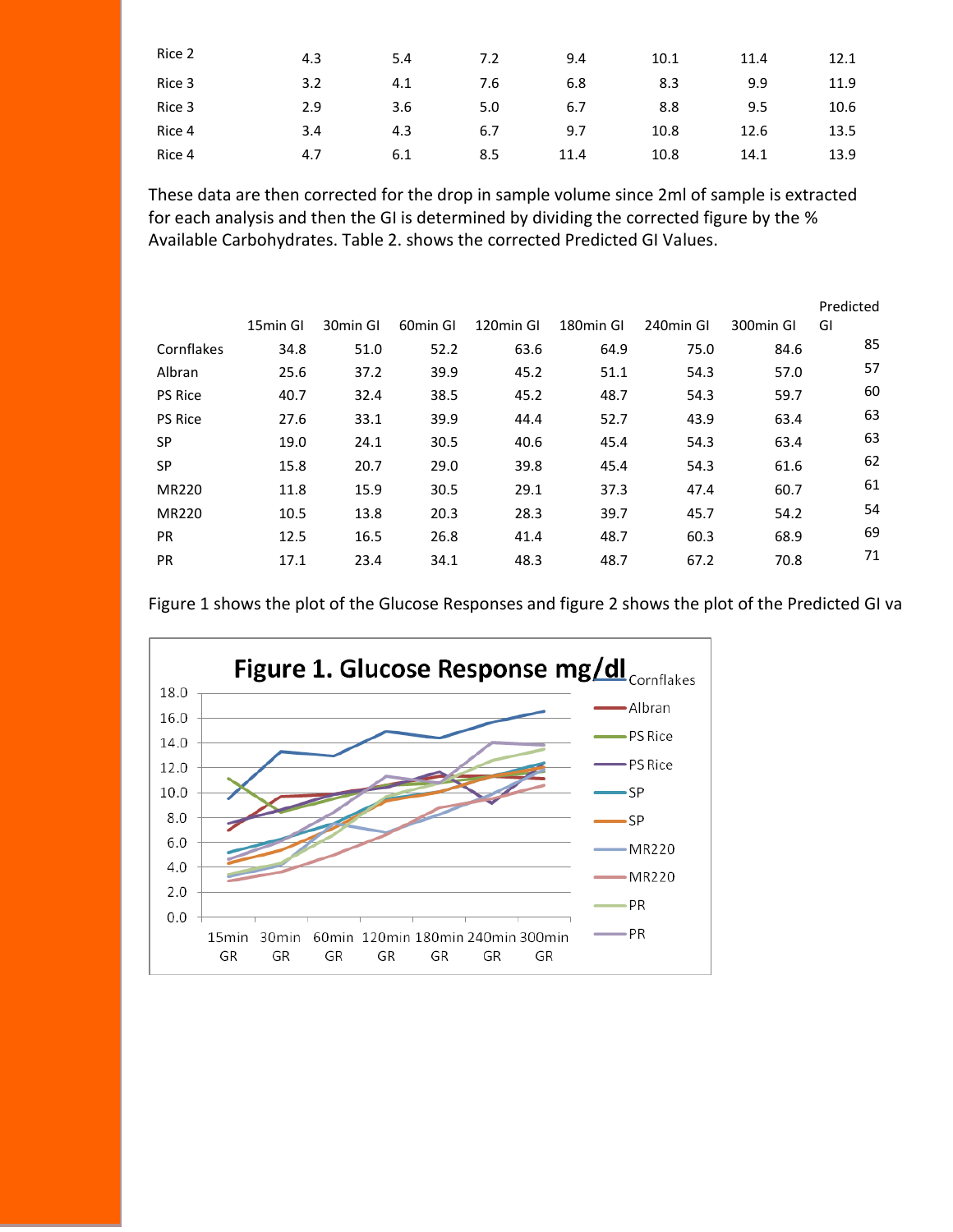| | | | | | | | |
|---|---|---|---|---|---|---|---|
| Rice 2 | 4.3 | 5.4 | 7.2 | 9.4 | 10.1 | 11.4 | 12.1 |
| Rice 3 | 3.2 | 4.1 | 7.6 | 6.8 | 8.3 | 9.9 | 11.9 |
| Rice 3 | 2.9 | 3.6 | 5.0 | 6.7 | 8.8 | 9.5 | 10.6 |
| Rice 4 | 3.4 | 4.3 | 6.7 | 9.7 | 10.8 | 12.6 | 13.5 |
| Rice 4 | 4.7 | 6.1 | 8.5 | 11.4 | 10.8 | 14.1 | 13.9 |

These data are then corrected for the drop in sample volume since 2ml of sample is extracted for each analysis and then the GI is determined by dividing the corrected figure by the % Available Carbohydrates. Table 2. shows the corrected Predicted GI Values.

| | 15min GI | 30min GI | 60min GI | 120min GI | 180min GI | 240min GI | 300min GI | Predicted GI |
|---|---|---|---|---|---|---|---|---|
| Cornflakes | 34.8 | 51.0 | 52.2 | 63.6 | 64.9 | 75.0 | 84.6 | 85 |
| Albran | 25.6 | 37.2 | 39.9 | 45.2 | 51.1 | 54.3 | 57.0 | 57 |
| PS Rice | 40.7 | 32.4 | 38.5 | 45.2 | 48.7 | 54.3 | 59.7 | 60 |
| PS Rice | 27.6 | 33.1 | 39.9 | 44.4 | 52.7 | 43.9 | 63.4 | 63 |
| SP | 19.0 | 24.1 | 30.5 | 40.6 | 45.4 | 54.3 | 63.4 | 63 |
| SP | 15.8 | 20.7 | 29.0 | 39.8 | 45.4 | 54.3 | 61.6 | 62 |
| MR220 | 11.8 | 15.9 | 30.5 | 29.1 | 37.3 | 47.4 | 60.7 | 61 |
| MR220 | 10.5 | 13.8 | 20.3 | 28.3 | 39.7 | 45.7 | 54.2 | 54 |
| PR | 12.5 | 16.5 | 26.8 | 41.4 | 48.7 | 60.3 | 68.9 | 69 |
| PR | 17.1 | 23.4 | 34.1 | 48.3 | 48.7 | 67.2 | 70.8 | 71 |

Figure 1 shows the plot of the Glucose Responses and figure 2 shows the plot of the Predicted GI va

**Figure 1. Glucose Response mg/dl**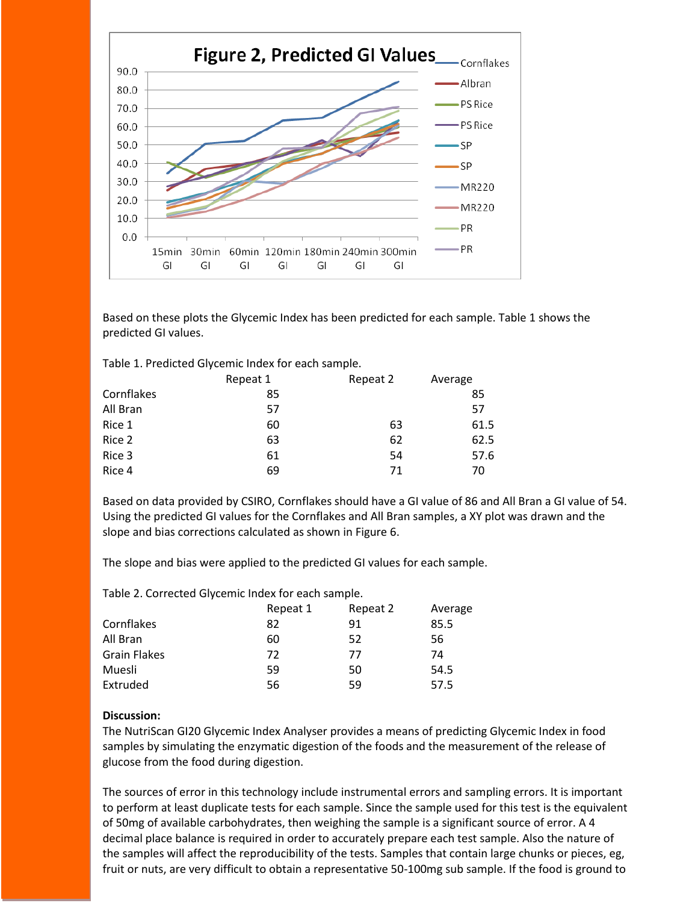Based on these plots the Glycemic Index has been predicted for each sample. Table 1 shows the predicted GI values.

Table 1. Predicted Glycemic Index for each sample.

| | Repeat 1 | Repeat 2 | Average |
|---|---|---|---|
| Cornflakes | 85 | | 85 |
| All Bran | 57 | | 57 |
| Rice 1 | 60 | 63 | 61.5 |
| Rice 2 | 63 | 62 | 62.5 |
| Rice 3 | 61 | 54 | 57.6 |
| Rice 4 | 69 | 71 | 70 |

Based on data provided by CSIRO, Cornflakes should have a GI value of 86 and All Bran a GI value of 54. Using the predicted GI values for the Cornflakes and All Bran samples, a XY plot was drawn and the slope and bias corrections calculated as shown in Figure 6.

The slope and bias were applied to the predicted GI values for each sample.

Table 2. Corrected Glycemic Index for each sample.

| | Repeat 1 | Repeat 2 | Average |
|---|---|---|---|
| Cornflakes | 82 | 91 | 85.5 |
| All Bran | 60 | 52 | 56 |
| Grain Flakes | 72 | 77 | 74 |
| Muesli | 59 | 50 | 54.5 |
| Extruded | 56 | 59 | 57.5 |

**Discussion:**

The NutriScan GI20 Glycemic Index Analyser provides a means of predicting Glycemic Index in food samples by simulating the enzymatic digestion of the foods and the measurement of the release of glucose from the food during digestion.

The sources of error in this technology include instrumental errors and sampling errors. It is important to perform at least duplicate tests for each sample. Since the sample used for this test is the equivalent of 50mg of available carbohydrates, then weighing the sample is a significant source of error. A 4 decimal place balance is required in order to accurately prepare each test sample. Also the nature of the samples will affect the reproducibility of the tests. Samples that contain large chunks or pieces, eg, fruit or nuts, are very difficult to obtain a representative 50-100mg sub sample. If the food is ground to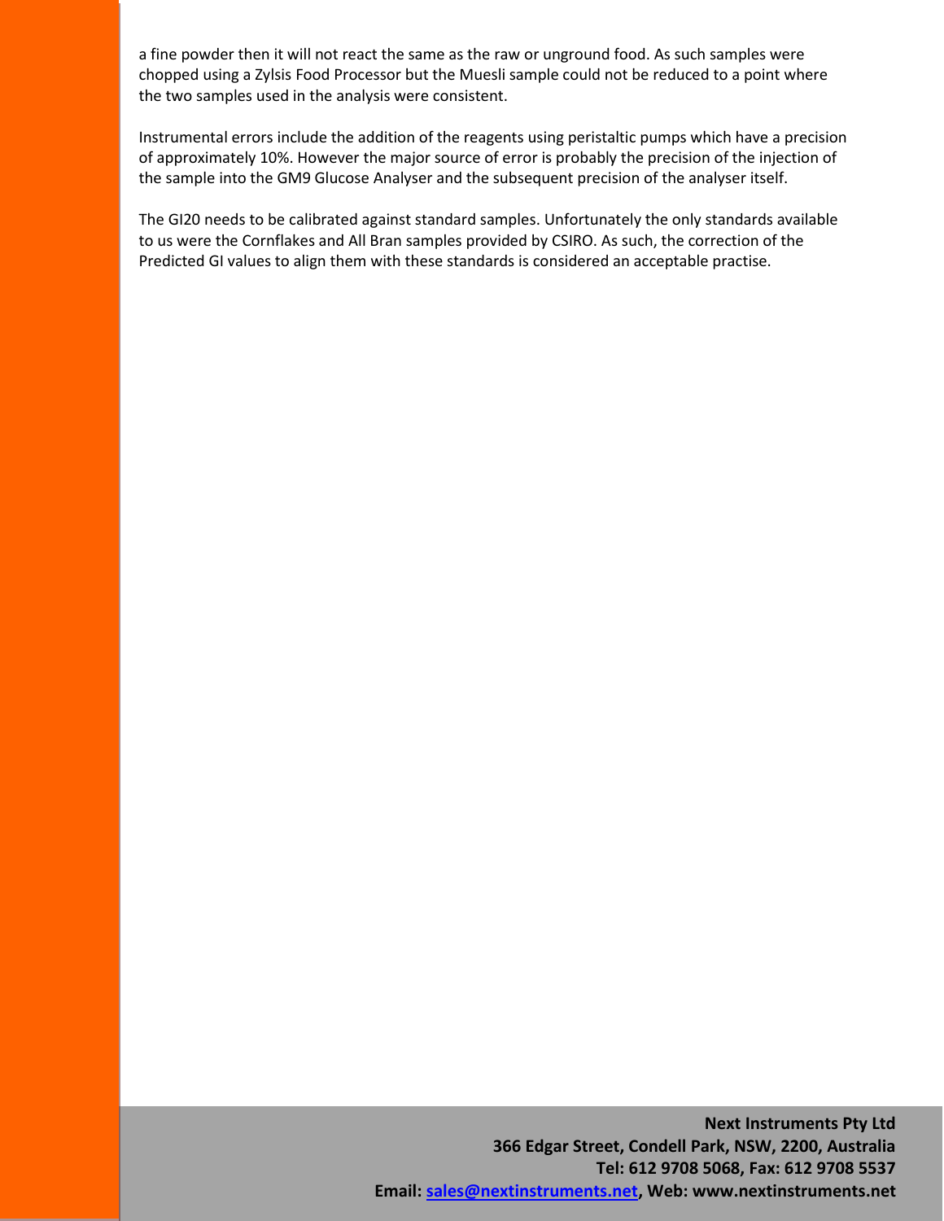a fine powder then it will not react the same as the raw or unground food. As such samples were chopped using a Zylsis Food Processor but the Muesli sample could not be reduced to a point where the two samples used in the analysis were consistent.

Instrumental errors include the addition of the reagents using peristaltic pumps which have a precision of approximately 10%. However the major source of error is probably the precision of the injection of the sample into the GM9 Glucose Analyser and the subsequent precision of the analyser itself.

The GI20 needs to be calibrated against standard samples. Unfortunately the only standards available to us were the Cornflakes and All Bran samples provided by CSIRO. As such, the correction of the Predicted GI values to align them with these standards is considered an acceptable practise.